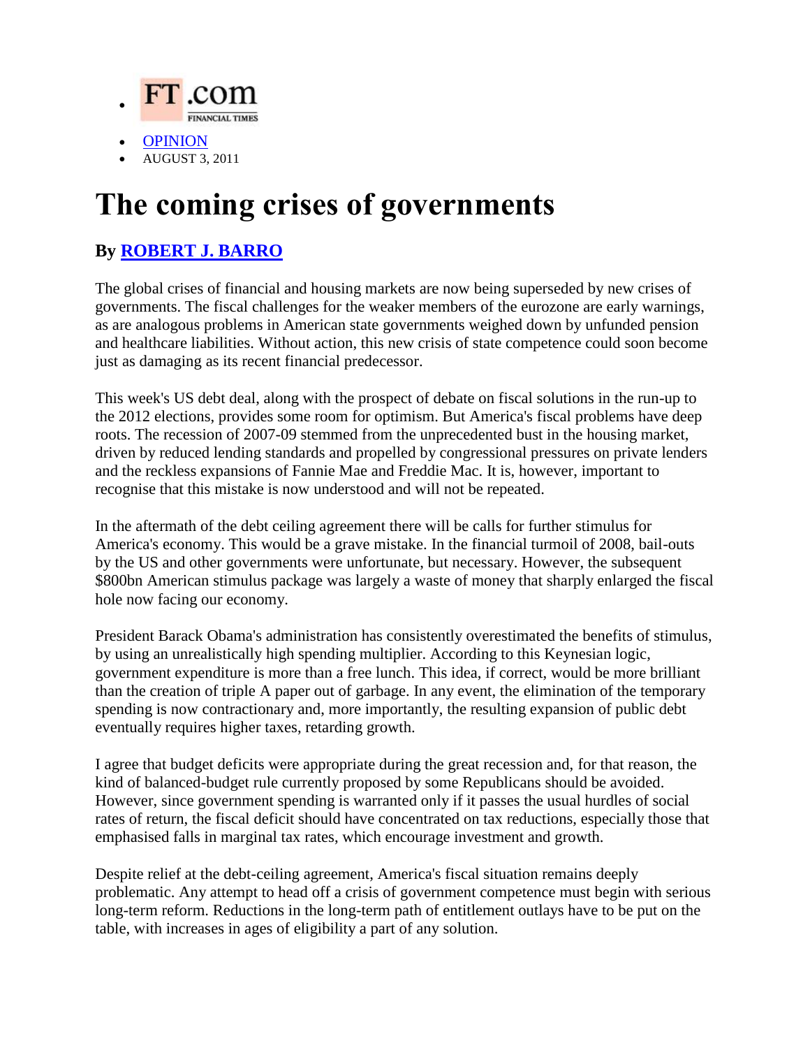- FT.com FINANCIAL TIMES
- OPINION
- AUGUST 3, 2011

# The coming crises of governments

### By ROBERT J. BARRO

The global crises of financial and housing markets are now being superseded by new crises of governments. The fiscal challenges for the weaker members of the eurozone are early warnings, as are analogous problems in American state governments weighed down by unfunded pension and healthcare liabilities. Without action, this new crisis of state competence could soon become just as damaging as its recent financial predecessor.

This week's US debt deal, along with the prospect of debate on fiscal solutions in the run-up to the 2012 elections, provides some room for optimism. But America's fiscal problems have deep roots. The recession of 2007-09 stemmed from the unprecedented bust in the housing market, driven by reduced lending standards and propelled by congressional pressures on private lenders and the reckless expansions of Fannie Mae and Freddie Mac. It is, however, important to recognise that this mistake is now understood and will not be repeated.

In the aftermath of the debt ceiling agreement there will be calls for further stimulus for America's economy. This would be a grave mistake. In the financial turmoil of 2008, bail-outs by the US and other governments were unfortunate, but necessary. However, the subsequent $800bn American stimulus package was largely a waste of money that sharply enlarged the fiscal hole now facing our economy.

President Barack Obama's administration has consistently overestimated the benefits of stimulus, by using an unrealistically high spending multiplier. According to this Keynesian logic, government expenditure is more than a free lunch. This idea, if correct, would be more brilliant than the creation of triple A paper out of garbage. In any event, the elimination of the temporary spending is now contractionary and, more importantly, the resulting expansion of public debt eventually requires higher taxes, retarding growth.

I agree that budget deficits were appropriate during the great recession and, for that reason, the kind of balanced-budget rule currently proposed by some Republicans should be avoided. However, since government spending is warranted only if it passes the usual hurdles of social rates of return, the fiscal deficit should have concentrated on tax reductions, especially those that emphasised falls in marginal tax rates, which encourage investment and growth.

Despite relief at the debt-ceiling agreement, America's fiscal situation remains deeply problematic. Any attempt to head off a crisis of government competence must begin with serious long-term reform. Reductions in the long-term path of entitlement outlays have to be put on the table, with increases in ages of eligibility a part of any solution.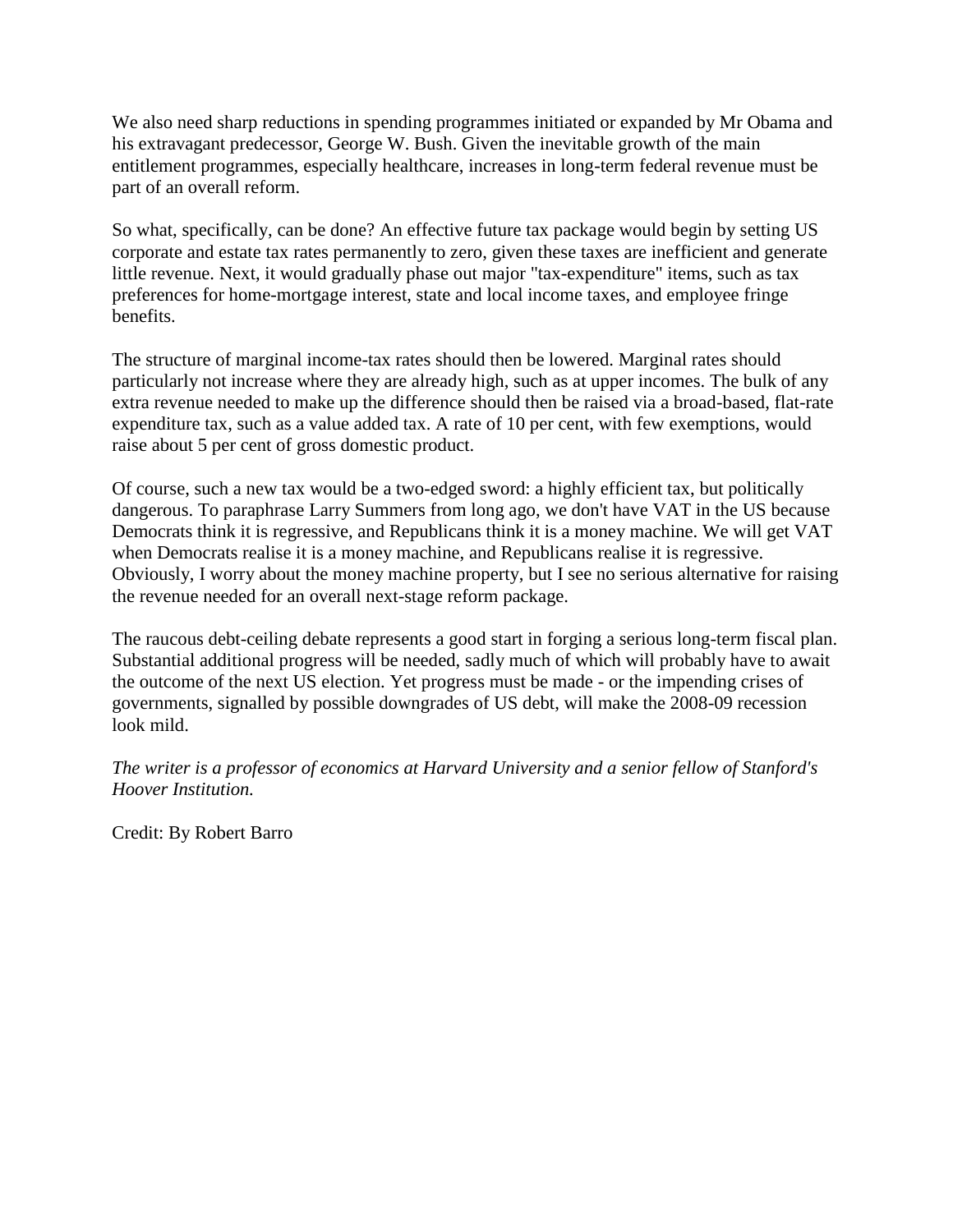We also need sharp reductions in spending programmes initiated or expanded by Mr Obama and his extravagant predecessor, George W. Bush. Given the inevitable growth of the main entitlement programmes, especially healthcare, increases in long-term federal revenue must be part of an overall reform.

So what, specifically, can be done? An effective future tax package would begin by setting US corporate and estate tax rates permanently to zero, given these taxes are inefficient and generate little revenue. Next, it would gradually phase out major "tax-expenditure" items, such as tax preferences for home-mortgage interest, state and local income taxes, and employee fringe benefits.

The structure of marginal income-tax rates should then be lowered. Marginal rates should particularly not increase where they are already high, such as at upper incomes. The bulk of any extra revenue needed to make up the difference should then be raised via a broad-based, flat-rate expenditure tax, such as a value added tax. A rate of 10 per cent, with few exemptions, would raise about 5 per cent of gross domestic product.

Of course, such a new tax would be a two-edged sword: a highly efficient tax, but politically dangerous. To paraphrase Larry Summers from long ago, we don't have VAT in the US because Democrats think it is regressive, and Republicans think it is a money machine. We will get VAT when Democrats realise it is a money machine, and Republicans realise it is regressive. Obviously, I worry about the money machine property, but I see no serious alternative for raising the revenue needed for an overall next-stage reform package.

The raucous debt-ceiling debate represents a good start in forging a serious long-term fiscal plan. Substantial additional progress will be needed, sadly much of which will probably have to await the outcome of the next US election. Yet progress must be made - or the impending crises of governments, signalled by possible downgrades of US debt, will make the 2008-09 recession look mild.

*The writer is a professor of economics at Harvard University and a senior fellow of Stanford's Hoover Institution.*

Credit: By Robert Barro